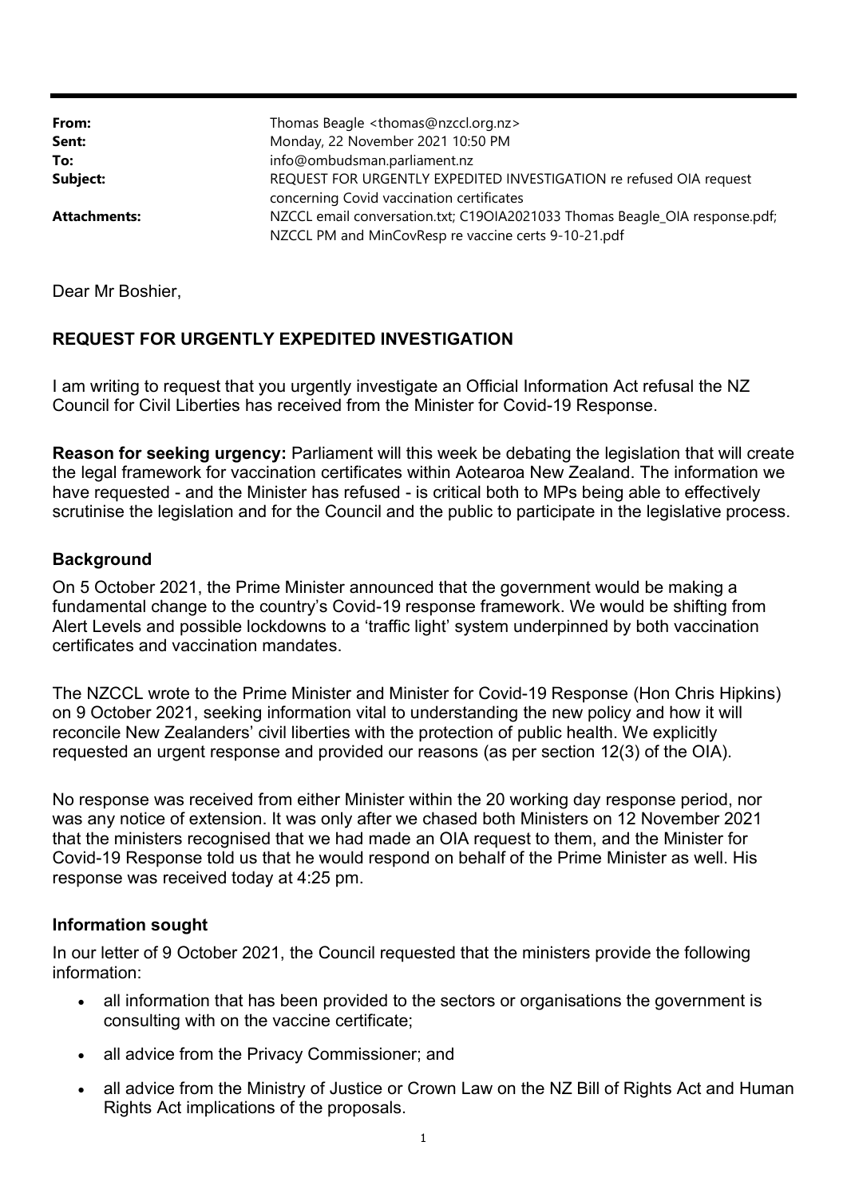| | |
|---|---|
| **From:** | Thomas Beagle <thomas@nzccl.org.nz> |
| **Sent:** | Monday, 22 November 2021 10:50 PM |
| **To:** | info@ombudsman.parliament.nz |
| **Subject:** | REQUEST FOR URGENTLY EXPEDITED INVESTIGATION re refused OIA request concerning Covid vaccination certificates |
| **Attachments:** | NZCCL email conversation.txt; C19OIA2021033 Thomas Beagle_OIA response.pdf; NZCCL PM and MinCovResp re vaccine certs 9-10-21.pdf |

Dear Mr Boshier,

**REQUEST FOR URGENTLY EXPEDITED INVESTIGATION**

I am writing to request that you urgently investigate an Official Information Act refusal the NZ Council for Civil Liberties has received from the Minister for Covid-19 Response.

**Reason for seeking urgency:** Parliament will this week be debating the legislation that will create the legal framework for vaccination certificates within Aotearoa New Zealand. The information we have requested - and the Minister has refused - is critical both to MPs being able to effectively scrutinise the legislation and for the Council and the public to participate in the legislative process.

**Background**

On 5 October 2021, the Prime Minister announced that the government would be making a fundamental change to the country's Covid-19 response framework. We would be shifting from Alert Levels and possible lockdowns to a 'traffic light' system underpinned by both vaccination certificates and vaccination mandates.

The NZCCL wrote to the Prime Minister and Minister for Covid-19 Response (Hon Chris Hipkins) on 9 October 2021, seeking information vital to understanding the new policy and how it will reconcile New Zealanders' civil liberties with the protection of public health. We explicitly requested an urgent response and provided our reasons (as per section 12(3) of the OIA).

No response was received from either Minister within the 20 working day response period, nor was any notice of extension. It was only after we chased both Ministers on 12 November 2021 that the ministers recognised that we had made an OIA request to them, and the Minister for Covid-19 Response told us that he would respond on behalf of the Prime Minister as well. His response was received today at 4:25 pm.

**Information sought**

In our letter of 9 October 2021, the Council requested that the ministers provide the following information:

- all information that has been provided to the sectors or organisations the government is consulting with on the vaccine certificate;
- all advice from the Privacy Commissioner; and
- all advice from the Ministry of Justice or Crown Law on the NZ Bill of Rights Act and Human Rights Act implications of the proposals.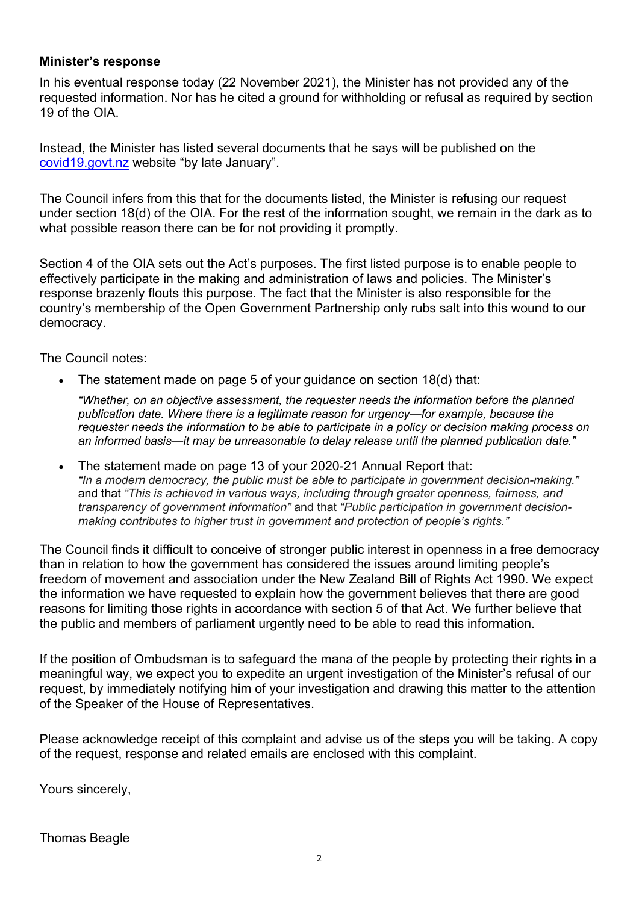**Minister's response**

In his eventual response today (22 November 2021), the Minister has not provided any of the requested information. Nor has he cited a ground for withholding or refusal as required by section 19 of the OIA.

Instead, the Minister has listed several documents that he says will be published on the [covid19.govt.nz](covid19.govt.nz) website "by late January".

The Council infers from this that for the documents listed, the Minister is refusing our request under section 18(d) of the OIA. For the rest of the information sought, we remain in the dark as to what possible reason there can be for not providing it promptly.

Section 4 of the OIA sets out the Act's purposes. The first listed purpose is to enable people to effectively participate in the making and administration of laws and policies. The Minister's response brazenly flouts this purpose. The fact that the Minister is also responsible for the country's membership of the Open Government Partnership only rubs salt into this wound to our democracy.

The Council notes:

- The statement made on page 5 of your guidance on section 18(d) that:

  *"Whether, on an objective assessment, the requester needs the information before the planned publication date. Where there is a legitimate reason for urgency—for example, because the requester needs the information to be able to participate in a policy or decision making process on an informed basis—it may be unreasonable to delay release until the planned publication date."*

- The statement made on page 13 of your 2020-21 Annual Report that:
  *"In a modern democracy, the public must be able to participate in government decision-making."* and that *"This is achieved in various ways, including through greater openness, fairness, and transparency of government information"* and that *"Public participation in government decision-making contributes to higher trust in government and protection of people's rights."*

The Council finds it difficult to conceive of stronger public interest in openness in a free democracy than in relation to how the government has considered the issues around limiting people's freedom of movement and association under the New Zealand Bill of Rights Act 1990. We expect the information we have requested to explain how the government believes that there are good reasons for limiting those rights in accordance with section 5 of that Act. We further believe that the public and members of parliament urgently need to be able to read this information.

If the position of Ombudsman is to safeguard the mana of the people by protecting their rights in a meaningful way, we expect you to expedite an urgent investigation of the Minister's refusal of our request, by immediately notifying him of your investigation and drawing this matter to the attention of the Speaker of the House of Representatives.

Please acknowledge receipt of this complaint and advise us of the steps you will be taking. A copy of the request, response and related emails are enclosed with this complaint.

Yours sincerely,

Thomas Beagle